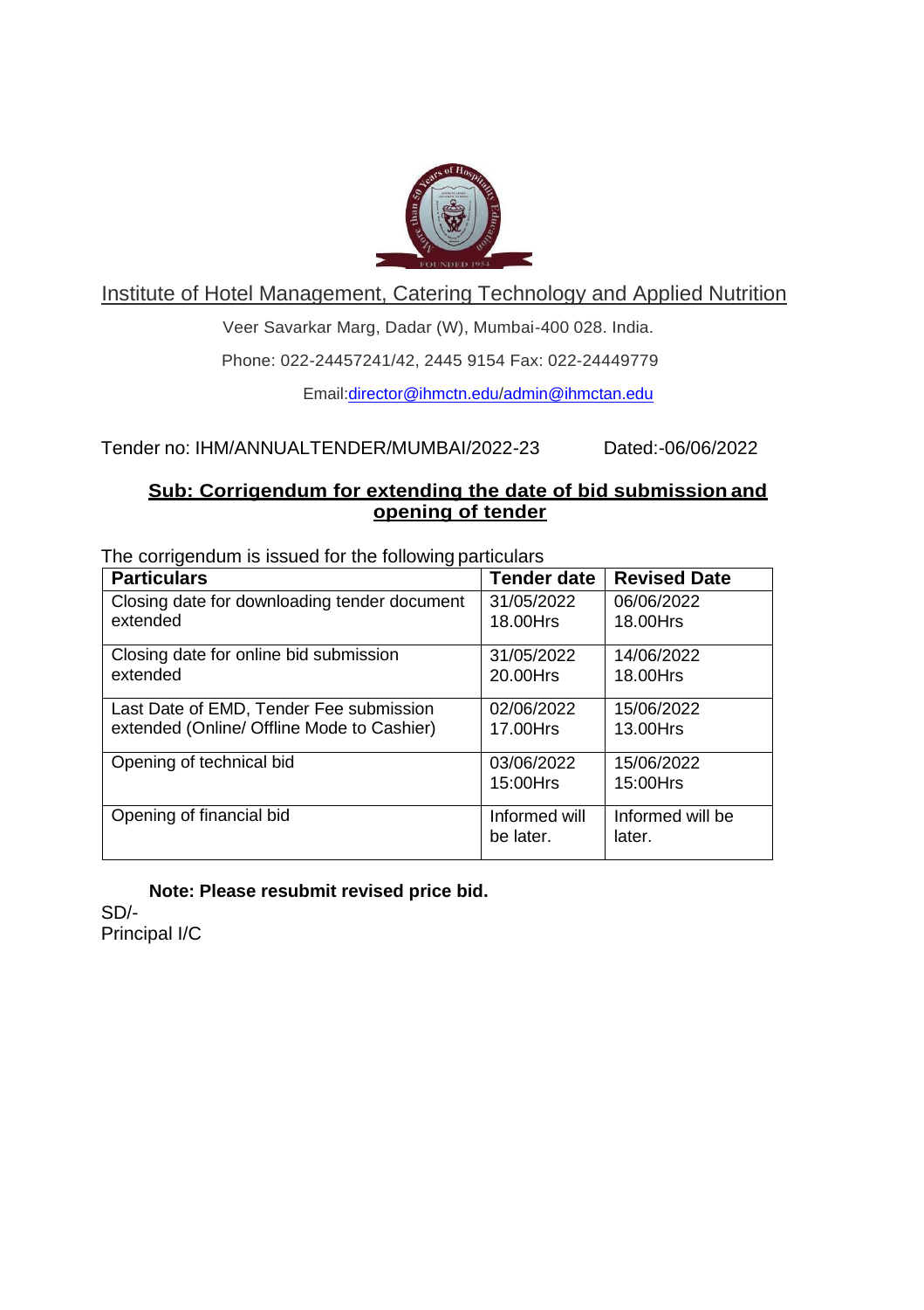# Institute of Hotel Management, Catering Technology and Applied Nutrition

Veer Savarkar Marg, Dadar (W), Mumbai-400 028. India.

Phone: 022-24457241/42, 2445 9154 Fax: 022-24449779

Email:director@ihmctn.edu/admin@ihmctan.edu

Tender no: IHM/ANNUALTENDER/MUMBAI/2022-23 Dated:-06/06/2022

**Sub: Corrigendum for extending the date of bid submission and opening of tender**

The corrigendum is issued for the following particulars

| Particulars | Tender date | Revised Date |
|---|---|---|
| Closing date for downloading tender document extended | 31/05/2022 18.00Hrs | 06/06/2022 18.00Hrs |
| Closing date for online bid submission extended | 31/05/2022 20.00Hrs | 14/06/2022 18.00Hrs |
| Last Date of EMD, Tender Fee submission extended (Online/ Offline Mode to Cashier) | 02/06/2022 17.00Hrs | 15/06/2022 13.00Hrs |
| Opening of technical bid | 03/06/2022 15:00Hrs | 15/06/2022 15:00Hrs |
| Opening of financial bid | Informed will be later. | Informed will be later. |

**Note: Please resubmit revised price bid.**

SD/-
Principal I/C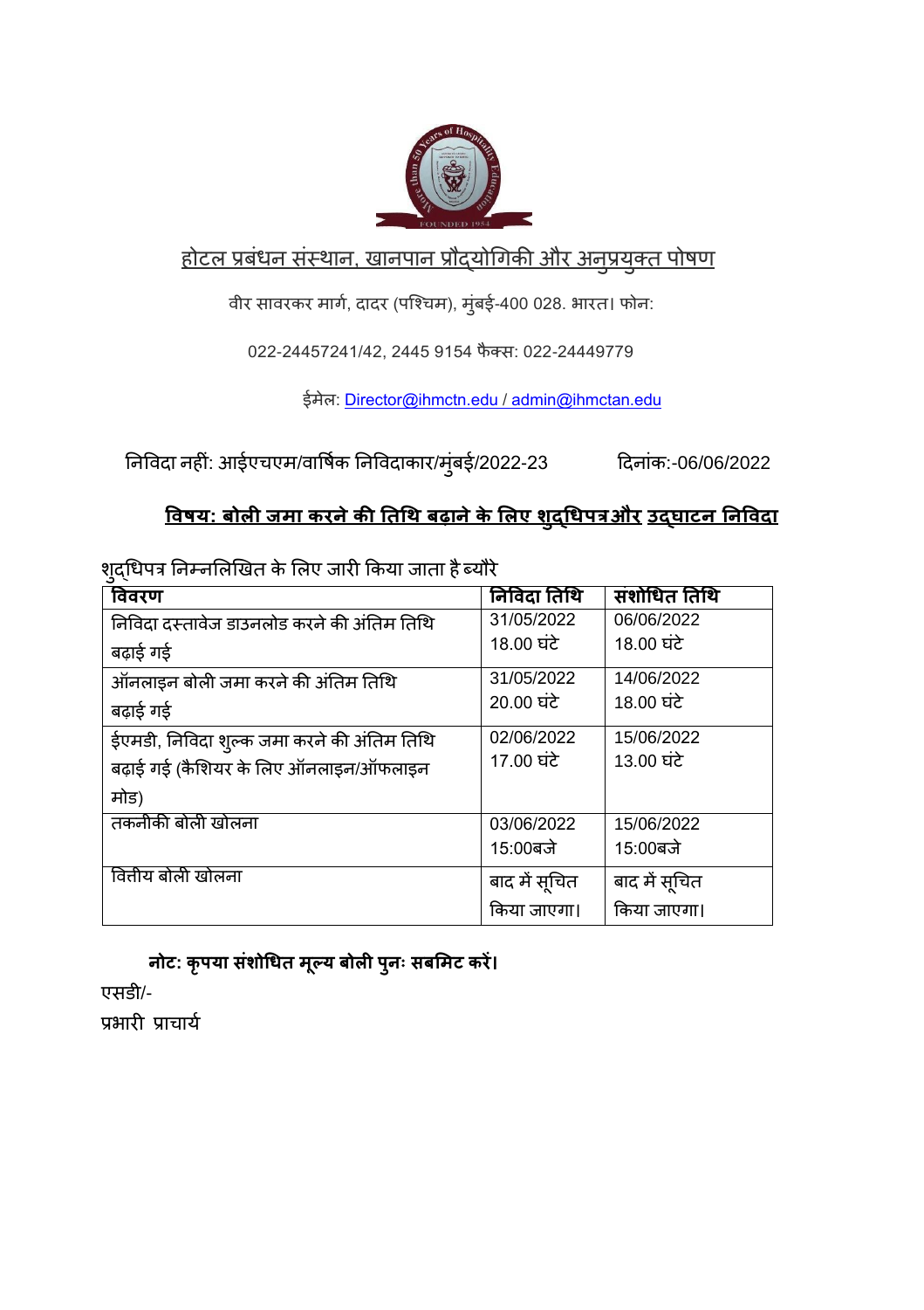# होटल प्रबंधन संस्थान, खानपान प्रौद्योगिकी और अनुप्रयुक्त पोषण

वीर सावरकर मार्ग, दादर (पश्चिम), मुंबई-400 028. भारत। फोन:

022-24457241/42, 2445 9154 फैक्स: 022-24449779

ईमेल: Director@ihmctn.edu / admin@ihmctan.edu

निविदा नहीं: आईएचएम/वार्षिक निविदाकार/मुंबई/2022-23 दिनांक:-06/06/2022

## विषय: बोली जमा करने की तिथि बढ़ाने के लिए शुद्धिपत्रऔर उद्घाटन निविदा

शुद्धिपत्र निम्नलिखित के लिए जारी किया जाता है ब्यौरे

| विवरण | निविदा तिथि | संशोधित तिथि |
|---|---|---|
| निविदा दस्तावेज डाउनलोड करने की अंतिम तिथि बढ़ाई गई | 31/05/2022 18.00 घंटे | 06/06/2022 18.00 घंटे |
| ऑनलाइन बोली जमा करने की अंतिम तिथि बढ़ाई गई | 31/05/2022 20.00 घंटे | 14/06/2022 18.00 घंटे |
| ईएमडी, निविदा शुल्क जमा करने की अंतिम तिथि बढ़ाई गई (कैशियर के लिए ऑनलाइन/ऑफलाइन मोड) | 02/06/2022 17.00 घंटे | 15/06/2022 13.00 घंटे |
| तकनीकी बोली खोलना | 03/06/2022 15:00बजे | 15/06/2022 15:00बजे |
| वित्तीय बोली खोलना | बाद में सूचित किया जाएगा। | बाद में सूचित किया जाएगा। |

**नोट: कृपया संशोधित मूल्य बोली पुनः सबमिट करें।**

एसडी/-

प्रभारी प्राचार्य